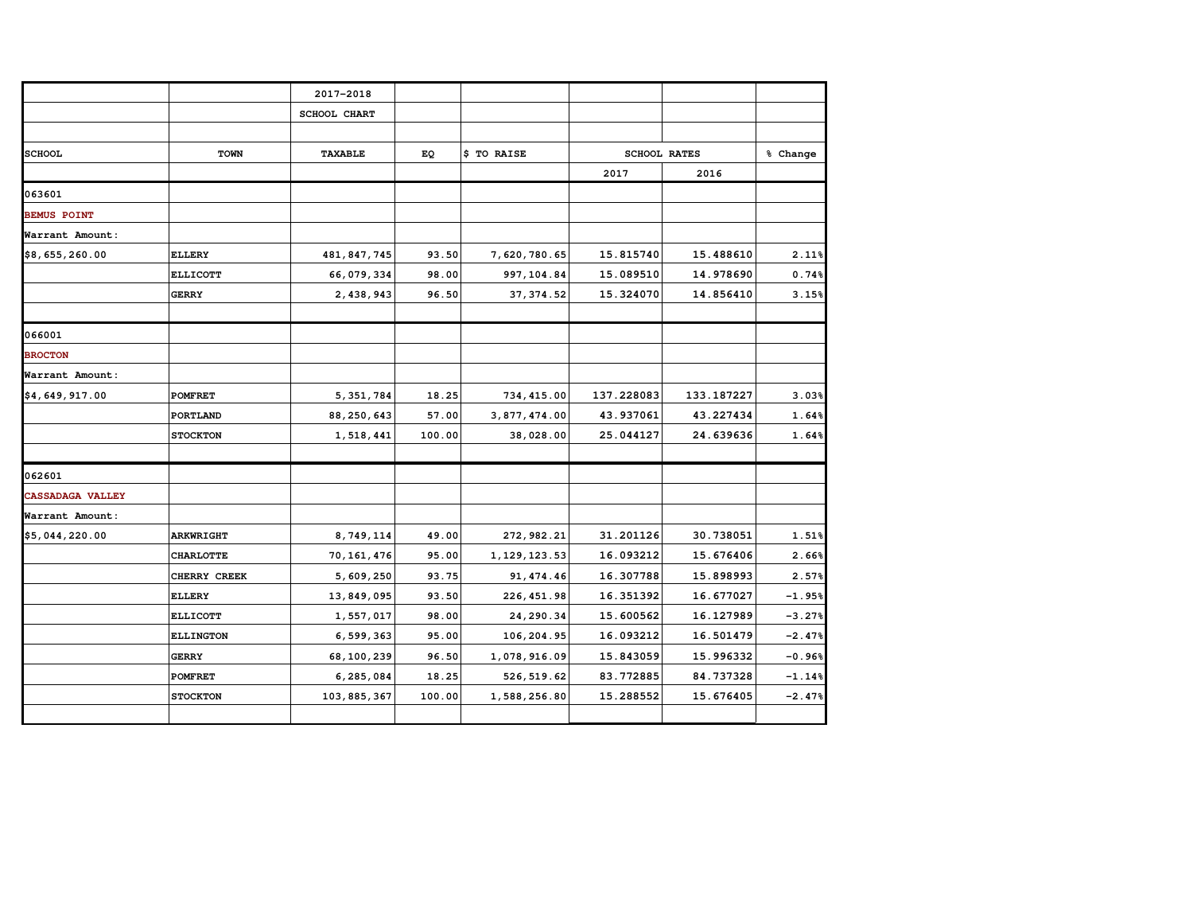| | | 2017-2018 | | | | | |
|---|---|---|---|---|---|---|---|
| | | SCHOOL CHART | | | | | |
| SCHOOL | TOWN | TAXABLE | EQ | $ TO RAISE | SCHOOL RATES | | % Change |
| | | | | | 2017 | 2016 | |
| 063601 | | | | | | | |
| BEMUS POINT | | | | | | | |
| Warrant Amount: | | | | | | | |
| $8,655,260.00 | ELLERY | 481,847,745 | 93.50 | 7,620,780.65 | 15.815740 | 15.488610 | 2.11% |
| | ELLICOTT | 66,079,334 | 98.00 | 997,104.84 | 15.089510 | 14.978690 | 0.74% |
| | GERRY | 2,438,943 | 96.50 | 37,374.52 | 15.324070 | 14.856410 | 3.15% |
| | | | | | | | |
| 066001 | | | | | | | |
| BROCTON | | | | | | | |
| Warrant Amount: | | | | | | | |
| $4,649,917.00 | POMFRET | 5,351,784 | 18.25 | 734,415.00 | 137.228083 | 133.187227 | 3.03% |
| | PORTLAND | 88,250,643 | 57.00 | 3,877,474.00 | 43.937061 | 43.227434 | 1.64% |
| | STOCKTON | 1,518,441 | 100.00 | 38,028.00 | 25.044127 | 24.639636 | 1.64% |
| | | | | | | | |
| 062601 | | | | | | | |
| CASSADAGA VALLEY | | | | | | | |
| Warrant Amount: | | | | | | | |
| $5,044,220.00 | ARKWRIGHT | 8,749,114 | 49.00 | 272,982.21 | 31.201126 | 30.738051 | 1.51% |
| | CHARLOTTE | 70,161,476 | 95.00 | 1,129,123.53 | 16.093212 | 15.676406 | 2.66% |
| | CHERRY CREEK | 5,609,250 | 93.75 | 91,474.46 | 16.307788 | 15.898993 | 2.57% |
| | ELLERY | 13,849,095 | 93.50 | 226,451.98 | 16.351392 | 16.677027 | -1.95% |
| | ELLICOTT | 1,557,017 | 98.00 | 24,290.34 | 15.600562 | 16.127989 | -3.27% |
| | ELLINGTON | 6,599,363 | 95.00 | 106,204.95 | 16.093212 | 16.501479 | -2.47% |
| | GERRY | 68,100,239 | 96.50 | 1,078,916.09 | 15.843059 | 15.996332 | -0.96% |
| | POMFRET | 6,285,084 | 18.25 | 526,519.62 | 83.772885 | 84.737328 | -1.14% |
| | STOCKTON | 103,885,367 | 100.00 | 1,588,256.80 | 15.288552 | 15.676405 | -2.47% |
| | | | | | | | |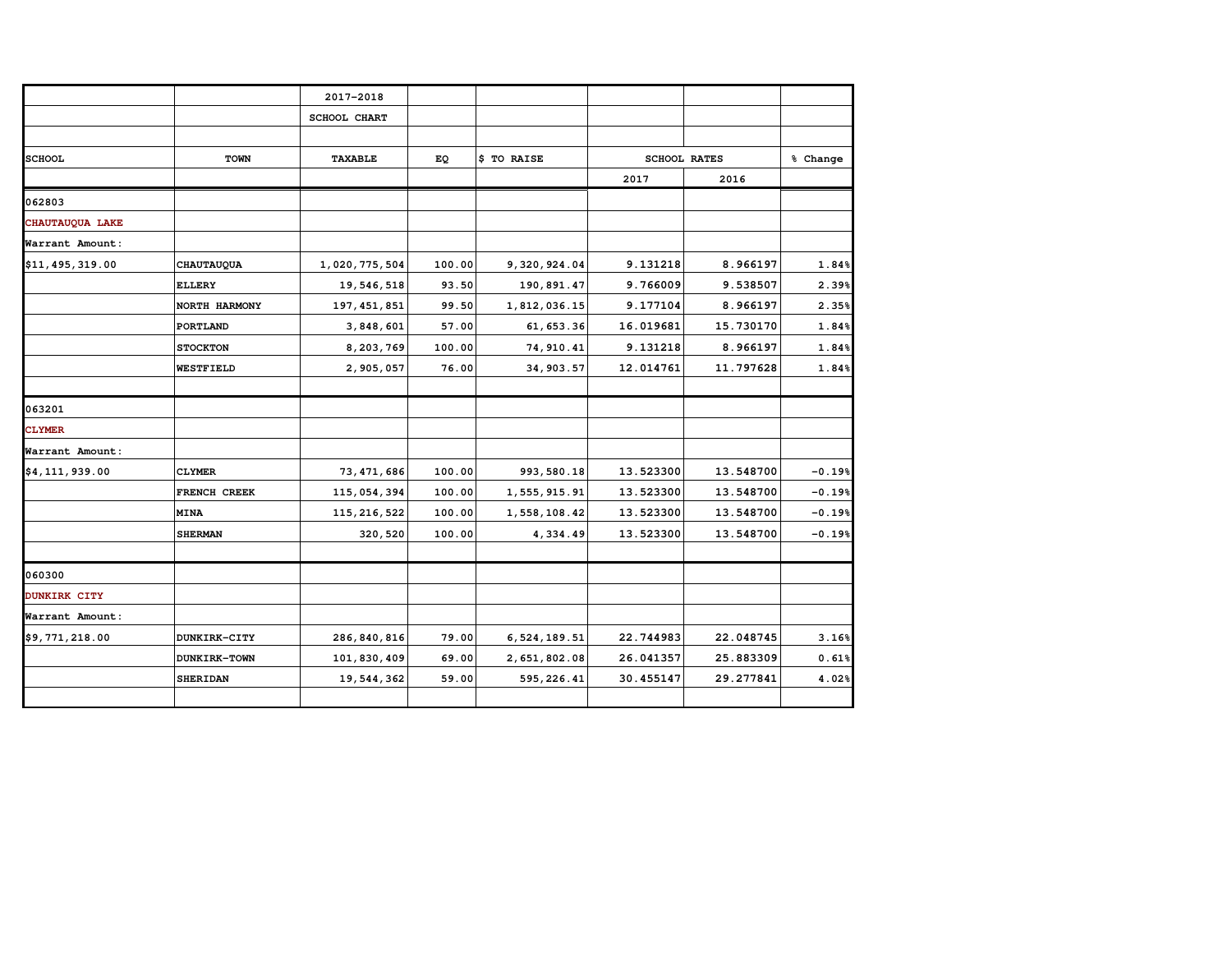| | | 2017-2018 | | | | | |
|---|---|---|---|---|---|---|---|
| | | SCHOOL CHART | | | | | |
| | | | | | | | |
| SCHOOL | TOWN | TAXABLE | EQ | $ TO RAISE | SCHOOL RATES | | % Change |
| | | | | | 2017 | 2016 | |
| 062803 | | | | | | | |
| CHAUTAUQUA LAKE | | | | | | | |
| Warrant Amount: | | | | | | | |
| $11,495,319.00 | CHAUTAUQUA | 1,020,775,504 | 100.00 | 9,320,924.04 | 9.131218 | 8.966197 | 1.84% |
| | ELLERY | 19,546,518 | 93.50 | 190,891.47 | 9.766009 | 9.538507 | 2.39% |
| | NORTH HARMONY | 197,451,851 | 99.50 | 1,812,036.15 | 9.177104 | 8.966197 | 2.35% |
| | PORTLAND | 3,848,601 | 57.00 | 61,653.36 | 16.019681 | 15.730170 | 1.84% |
| | STOCKTON | 8,203,769 | 100.00 | 74,910.41 | 9.131218 | 8.966197 | 1.84% |
| | WESTFIELD | 2,905,057 | 76.00 | 34,903.57 | 12.014761 | 11.797628 | 1.84% |
| | | | | | | | |
| 063201 | | | | | | | |
| CLYMER | | | | | | | |
| Warrant Amount: | | | | | | | |
| $4,111,939.00 | CLYMER | 73,471,686 | 100.00 | 993,580.18 | 13.523300 | 13.548700 | -0.19% |
| | FRENCH CREEK | 115,054,394 | 100.00 | 1,555,915.91 | 13.523300 | 13.548700 | -0.19% |
| | MINA | 115,216,522 | 100.00 | 1,558,108.42 | 13.523300 | 13.548700 | -0.19% |
| | SHERMAN | 320,520 | 100.00 | 4,334.49 | 13.523300 | 13.548700 | -0.19% |
| | | | | | | | |
| 060300 | | | | | | | |
| DUNKIRK CITY | | | | | | | |
| Warrant Amount: | | | | | | | |
| $9,771,218.00 | DUNKIRK-CITY | 286,840,816 | 79.00 | 6,524,189.51 | 22.744983 | 22.048745 | 3.16% |
| | DUNKIRK-TOWN | 101,830,409 | 69.00 | 2,651,802.08 | 26.041357 | 25.883309 | 0.61% |
| | SHERIDAN | 19,544,362 | 59.00 | 595,226.41 | 30.455147 | 29.277841 | 4.02% |
| | | | | | | | |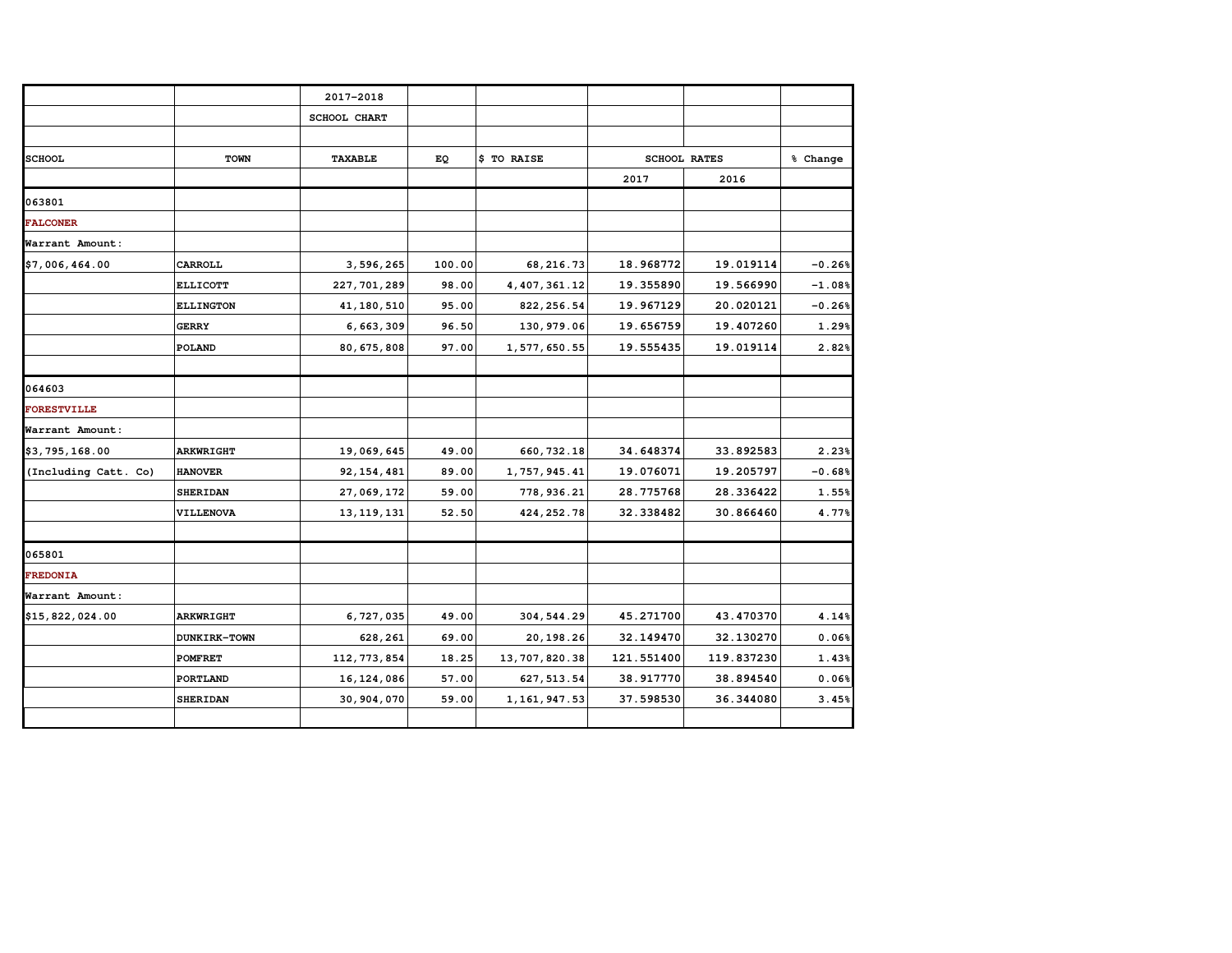| | | 2017-2018 | | | | | |
|---|---|---|---|---|---|---|---|
| | | SCHOOL CHART | | | | | |
| SCHOOL | TOWN | TAXABLE | EQ | $ TO RAISE | SCHOOL RATES | | % Change |
| | | | | | 2017 | 2016 | |
| 063801 | | | | | | | |
| **FALCONER** | | | | | | | |
| Warrant Amount: | | | | | | | |
| $7,006,464.00 | CARROLL | 3,596,265 | 100.00 | 68,216.73 | 18.968772 | 19.019114 | -0.26% |
| | ELLICOTT | 227,701,289 | 98.00 | 4,407,361.12 | 19.355890 | 19.566990 | -1.08% |
| | ELLINGTON | 41,180,510 | 95.00 | 822,256.54 | 19.967129 | 20.020121 | -0.26% |
| | GERRY | 6,663,309 | 96.50 | 130,979.06 | 19.656759 | 19.407260 | 1.29% |
| | POLAND | 80,675,808 | 97.00 | 1,577,650.55 | 19.555435 | 19.019114 | 2.82% |
| | | | | | | | |
| 064603 | | | | | | | |
| **FORESTVILLE** | | | | | | | |
| Warrant Amount: | | | | | | | |
| $3,795,168.00 | ARKWRIGHT | 19,069,645 | 49.00 | 660,732.18 | 34.648374 | 33.892583 | 2.23% |
| (Including Catt. Co) | HANOVER | 92,154,481 | 89.00 | 1,757,945.41 | 19.076071 | 19.205797 | -0.68% |
| | SHERIDAN | 27,069,172 | 59.00 | 778,936.21 | 28.775768 | 28.336422 | 1.55% |
| | VILLENOVA | 13,119,131 | 52.50 | 424,252.78 | 32.338482 | 30.866460 | 4.77% |
| | | | | | | | |
| 065801 | | | | | | | |
| **FREDONIA** | | | | | | | |
| Warrant Amount: | | | | | | | |
| $15,822,024.00 | ARKWRIGHT | 6,727,035 | 49.00 | 304,544.29 | 45.271700 | 43.470370 | 4.14% |
| | DUNKIRK-TOWN | 628,261 | 69.00 | 20,198.26 | 32.149470 | 32.130270 | 0.06% |
| | POMFRET | 112,773,854 | 18.25 | 13,707,820.38 | 121.551400 | 119.837230 | 1.43% |
| | PORTLAND | 16,124,086 | 57.00 | 627,513.54 | 38.917770 | 38.894540 | 0.06% |
| | SHERIDAN | 30,904,070 | 59.00 | 1,161,947.53 | 37.598530 | 36.344080 | 3.45% |
| | | | | | | | |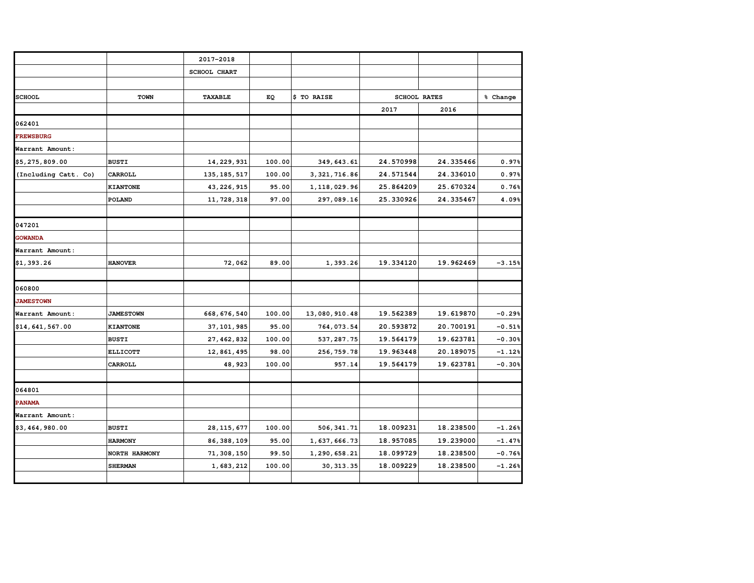| | | 2017-2018 | | | | | |
|---|---|---|---|---|---|---|---|
| | | SCHOOL CHART | | | | | |
| | | | | | | | |
| SCHOOL | TOWN | TAXABLE | EQ | $ TO RAISE | SCHOOL RATES | | % Change |
| | | | | | 2017 | 2016 | |
| 062401 | | | | | | | |
| FREWSBURG | | | | | | | |
| Warrant Amount: | | | | | | | |
| $5,275,809.00 | BUSTI | 14,229,931 | 100.00 | 349,643.61 | 24.570998 | 24.335466 | 0.97% |
| (Including Catt. Co) | CARROLL | 135,185,517 | 100.00 | 3,321,716.86 | 24.571544 | 24.336010 | 0.97% |
| | KIANTONE | 43,226,915 | 95.00 | 1,118,029.96 | 25.864209 | 25.670324 | 0.76% |
| | POLAND | 11,728,318 | 97.00 | 297,089.16 | 25.330926 | 24.335467 | 4.09% |
| | | | | | | | |
| 047201 | | | | | | | |
| GOWANDA | | | | | | | |
| Warrant Amount: | | | | | | | |
| $1,393.26 | HANOVER | 72,062 | 89.00 | 1,393.26 | 19.334120 | 19.962469 | -3.15% |
| | | | | | | | |
| 060800 | | | | | | | |
| JAMESTOWN | | | | | | | |
| Warrant Amount: | JAMESTOWN | 668,676,540 | 100.00 | 13,080,910.48 | 19.562389 | 19.619870 | -0.29% |
| $14,641,567.00 | KIANTONE | 37,101,985 | 95.00 | 764,073.54 | 20.593872 | 20.700191 | -0.51% |
| | BUSTI | 27,462,832 | 100.00 | 537,287.75 | 19.564179 | 19.623781 | -0.30% |
| | ELLICOTT | 12,861,495 | 98.00 | 256,759.78 | 19.963448 | 20.189075 | -1.12% |
| | CARROLL | 48,923 | 100.00 | 957.14 | 19.564179 | 19.623781 | -0.30% |
| | | | | | | | |
| 064801 | | | | | | | |
| PANAMA | | | | | | | |
| Warrant Amount: | | | | | | | |
| $3,464,980.00 | BUSTI | 28,115,677 | 100.00 | 506,341.71 | 18.009231 | 18.238500 | -1.26% |
| | HARMONY | 86,388,109 | 95.00 | 1,637,666.73 | 18.957085 | 19.239000 | -1.47% |
| | NORTH HARMONY | 71,308,150 | 99.50 | 1,290,658.21 | 18.099729 | 18.238500 | -0.76% |
| | SHERMAN | 1,683,212 | 100.00 | 30,313.35 | 18.009229 | 18.238500 | -1.26% |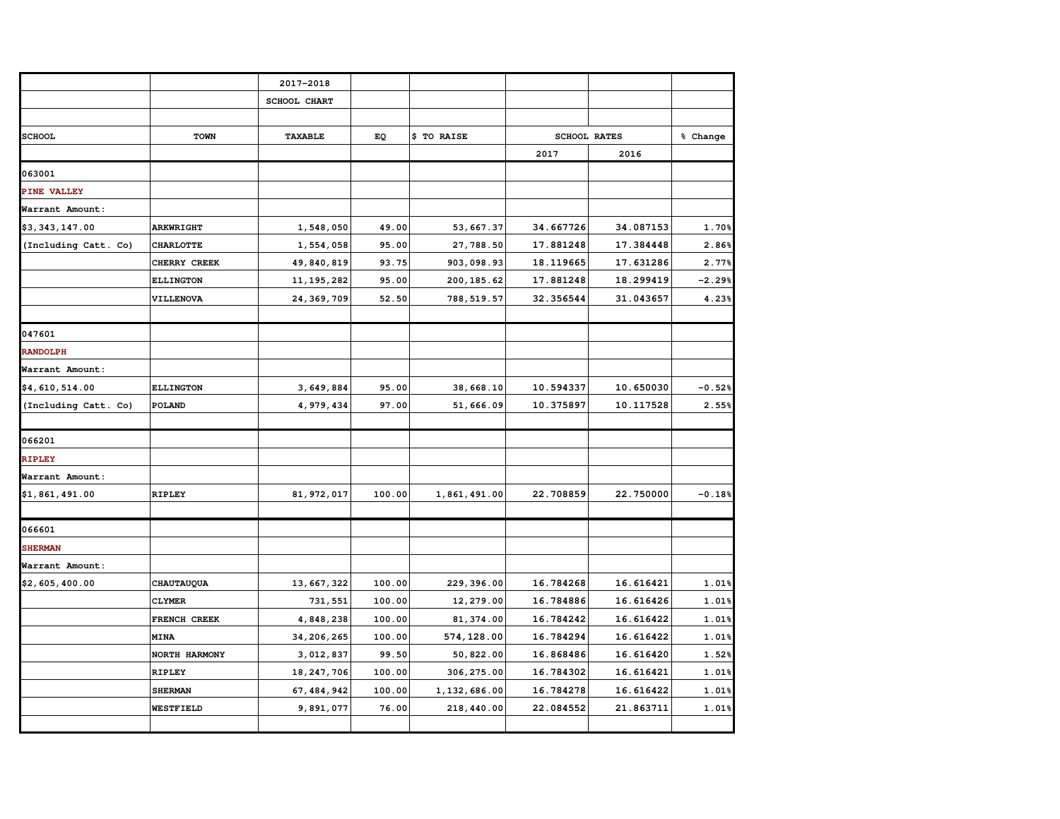| | | 2017-2018 | | | | | |
|---|---|---|---|---|---|---|---|
| | | SCHOOL CHART | | | | | |
| | | | | | | | |
| SCHOOL | TOWN | TAXABLE | EQ | $ TO RAISE | SCHOOL RATES | | % Change |
| | | | | | 2017 | 2016 | |
| 063001 | | | | | | | |
| PINE VALLEY | | | | | | | |
| Warrant Amount: | | | | | | | |
| $3,343,147.00 | ARKWRIGHT | 1,548,050 | 49.00 | 53,667.37 | 34.667726 | 34.087153 | 1.70% |
| (Including Catt. Co) | CHARLOTTE | 1,554,058 | 95.00 | 27,788.50 | 17.881248 | 17.384448 | 2.86% |
| | CHERRY CREEK | 49,840,819 | 93.75 | 903,098.93 | 18.119665 | 17.631286 | 2.77% |
| | ELLINGTON | 11,195,282 | 95.00 | 200,185.62 | 17.881248 | 18.299419 | -2.29% |
| | VILLENOVA | 24,369,709 | 52.50 | 788,519.57 | 32.356544 | 31.043657 | 4.23% |
| | | | | | | | |
| 047601 | | | | | | | |
| RANDOLPH | | | | | | | |
| Warrant Amount: | | | | | | | |
| $4,610,514.00 | ELLINGTON | 3,649,884 | 95.00 | 38,668.10 | 10.594337 | 10.650030 | -0.52% |
| (Including Catt. Co) | POLAND | 4,979,434 | 97.00 | 51,666.09 | 10.375897 | 10.117528 | 2.55% |
| | | | | | | | |
| 066201 | | | | | | | |
| RIPLEY | | | | | | | |
| Warrant Amount: | | | | | | | |
| $1,861,491.00 | RIPLEY | 81,972,017 | 100.00 | 1,861,491.00 | 22.708859 | 22.750000 | -0.18% |
| | | | | | | | |
| 066601 | | | | | | | |
| SHERMAN | | | | | | | |
| Warrant Amount: | | | | | | | |
| $2,605,400.00 | CHAUTAUQUA | 13,667,322 | 100.00 | 229,396.00 | 16.784268 | 16.616421 | 1.01% |
| | CLYMER | 731,551 | 100.00 | 12,279.00 | 16.784886 | 16.616426 | 1.01% |
| | FRENCH CREEK | 4,848,238 | 100.00 | 81,374.00 | 16.784242 | 16.616422 | 1.01% |
| | MINA | 34,206,265 | 100.00 | 574,128.00 | 16.784294 | 16.616422 | 1.01% |
| | NORTH HARMONY | 3,012,837 | 99.50 | 50,822.00 | 16.868486 | 16.616420 | 1.52% |
| | RIPLEY | 18,247,706 | 100.00 | 306,275.00 | 16.784302 | 16.616421 | 1.01% |
| | SHERMAN | 67,484,942 | 100.00 | 1,132,686.00 | 16.784278 | 16.616422 | 1.01% |
| | WESTFIELD | 9,891,077 | 76.00 | 218,440.00 | 22.084552 | 21.863711 | 1.01% |
| | | | | | | | |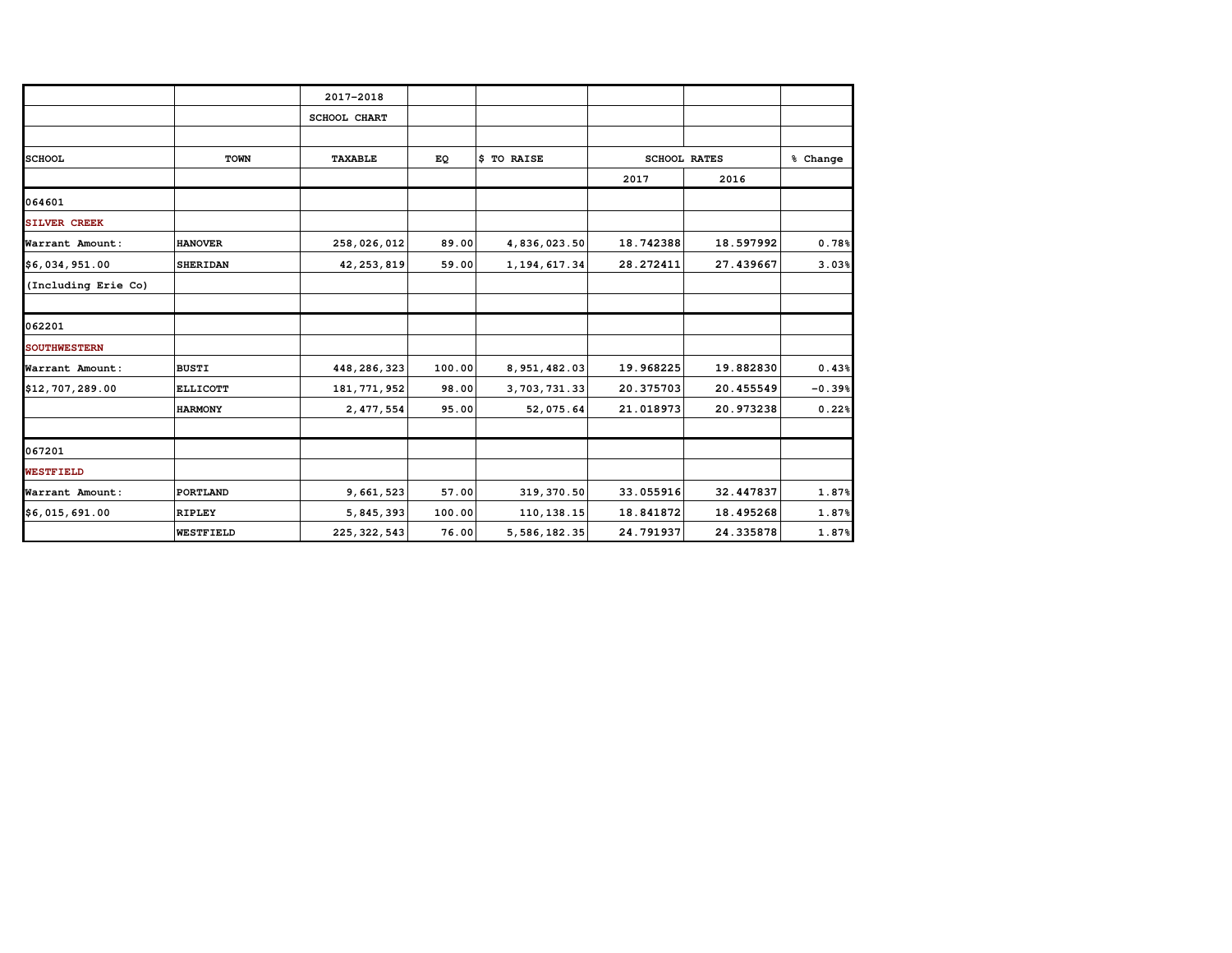| | | | | | | | |
|---|---|---|---|---|---|---|---|
| | | 2017-2018 | | | | | |
| | | SCHOOL CHART | | | | | |
| | | | | | | | |
| **SCHOOL** | **TOWN** | **TAXABLE** | **EQ** | **$ TO RAISE** | **SCHOOL RATES** | | **% Change** |
| | | | | | 2017 | 2016 | |
| 064601 | | | | | | | |
| **SILVER CREEK** | | | | | | | |
| Warrant Amount: | **HANOVER** | 258,026,012 | 89.00 | 4,836,023.50 | 18.742388 | 18.597992 | 0.78% |
| $6,034,951.00 | **SHERIDAN** | 42,253,819 | 59.00 | 1,194,617.34 | 28.272411 | 27.439667 | 3.03% |
| (Including Erie Co) | | | | | | | |
| | | | | | | | |
| 062201 | | | | | | | |
| **SOUTHWESTERN** | | | | | | | |
| Warrant Amount: | **BUSTI** | 448,286,323 | 100.00 | 8,951,482.03 | 19.968225 | 19.882830 | 0.43% |
| $12,707,289.00 | **ELLICOTT** | 181,771,952 | 98.00 | 3,703,731.33 | 20.375703 | 20.455549 | -0.39% |
| | **HARMONY** | 2,477,554 | 95.00 | 52,075.64 | 21.018973 | 20.973238 | 0.22% |
| | | | | | | | |
| 067201 | | | | | | | |
| **WESTFIELD** | | | | | | | |
| Warrant Amount: | **PORTLAND** | 9,661,523 | 57.00 | 319,370.50 | 33.055916 | 32.447837 | 1.87% |
| $6,015,691.00 | **RIPLEY** | 5,845,393 | 100.00 | 110,138.15 | 18.841872 | 18.495268 | 1.87% |
| | **WESTFIELD** | 225,322,543 | 76.00 | 5,586,182.35 | 24.791937 | 24.335878 | 1.87% |